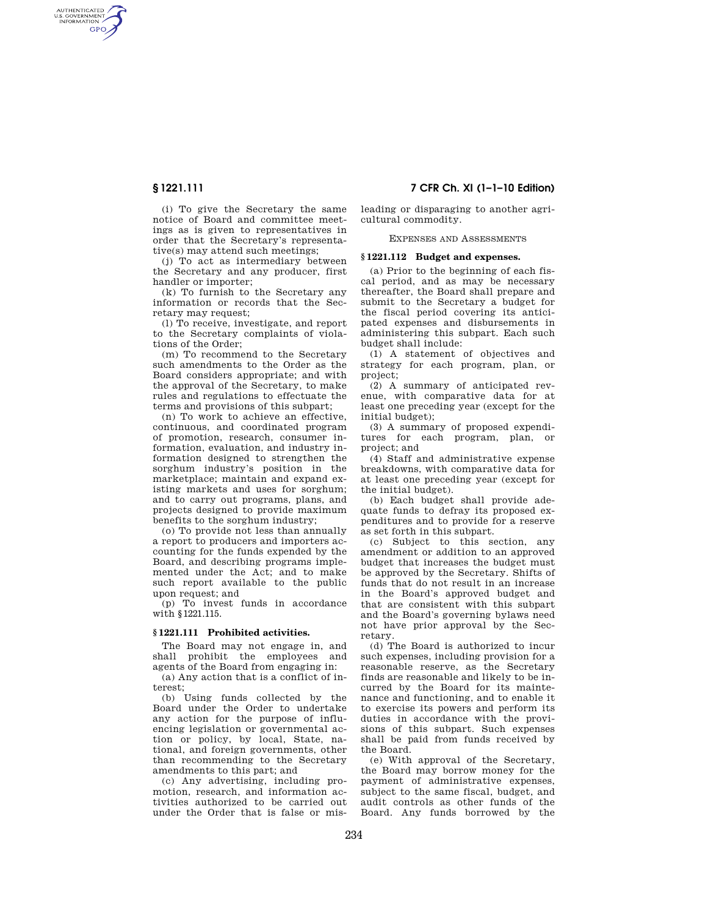(i) To give the Secretary the same notice of Board and committee meetings as is given to representatives in order that the Secretary's representative(s) may attend such meetings;

(j) To act as intermediary between the Secretary and any producer, first handler or importer;

(k) To furnish to the Secretary any information or records that the Secretary may request;

(l) To receive, investigate, and report to the Secretary complaints of violations of the Order;

(m) To recommend to the Secretary such amendments to the Order as the Board considers appropriate; and with the approval of the Secretary, to make rules and regulations to effectuate the terms and provisions of this subpart;

(n) To work to achieve an effective, continuous, and coordinated program of promotion, research, consumer information, evaluation, and industry information designed to strengthen the sorghum industry's position in the marketplace; maintain and expand existing markets and uses for sorghum; and to carry out programs, plans, and projects designed to provide maximum benefits to the sorghum industry;

(o) To provide not less than annually a report to producers and importers accounting for the funds expended by the Board, and describing programs implemented under the Act; and to make such report available to the public upon request; and

(p) To invest funds in accordance with §1221.115.

### §1221.111 Prohibited activities.

The Board may not engage in, and shall prohibit the employees and agents of the Board from engaging in:

(a) Any action that is a conflict of interest;

(b) Using funds collected by the Board under the Order to undertake any action for the purpose of influencing legislation or governmental action or policy, by local, State, national, and foreign governments, other than recommending to the Secretary amendments to this part; and

(c) Any advertising, including promotion, research, and information activities authorized to be carried out under the Order that is false or misleading or disparaging to another agricultural commodity.

## EXPENSES AND ASSESSMENTS

### §1221.112 Budget and expenses.

(a) Prior to the beginning of each fiscal period, and as may be necessary thereafter, the Board shall prepare and submit to the Secretary a budget for the fiscal period covering its anticipated expenses and disbursements in administering this subpart. Each such budget shall include:

(1) A statement of objectives and strategy for each program, plan, or project;

(2) A summary of anticipated revenue, with comparative data for at least one preceding year (except for the initial budget);

(3) A summary of proposed expenditures for each program, plan, or project; and

(4) Staff and administrative expense breakdowns, with comparative data for at least one preceding year (except for the initial budget).

(b) Each budget shall provide adequate funds to defray its proposed expenditures and to provide for a reserve as set forth in this subpart.

(c) Subject to this section, any amendment or addition to an approved budget that increases the budget must be approved by the Secretary. Shifts of funds that do not result in an increase in the Board's approved budget and that are consistent with this subpart and the Board's governing bylaws need not have prior approval by the Secretary.

(d) The Board is authorized to incur such expenses, including provision for a reasonable reserve, as the Secretary finds are reasonable and likely to be incurred by the Board for its maintenance and functioning, and to enable it to exercise its powers and perform its duties in accordance with the provisions of this subpart. Such expenses shall be paid from funds received by the Board.

(e) With approval of the Secretary, the Board may borrow money for the payment of administrative expenses, subject to the same fiscal, budget, and audit controls as other funds of the Board. Any funds borrowed by the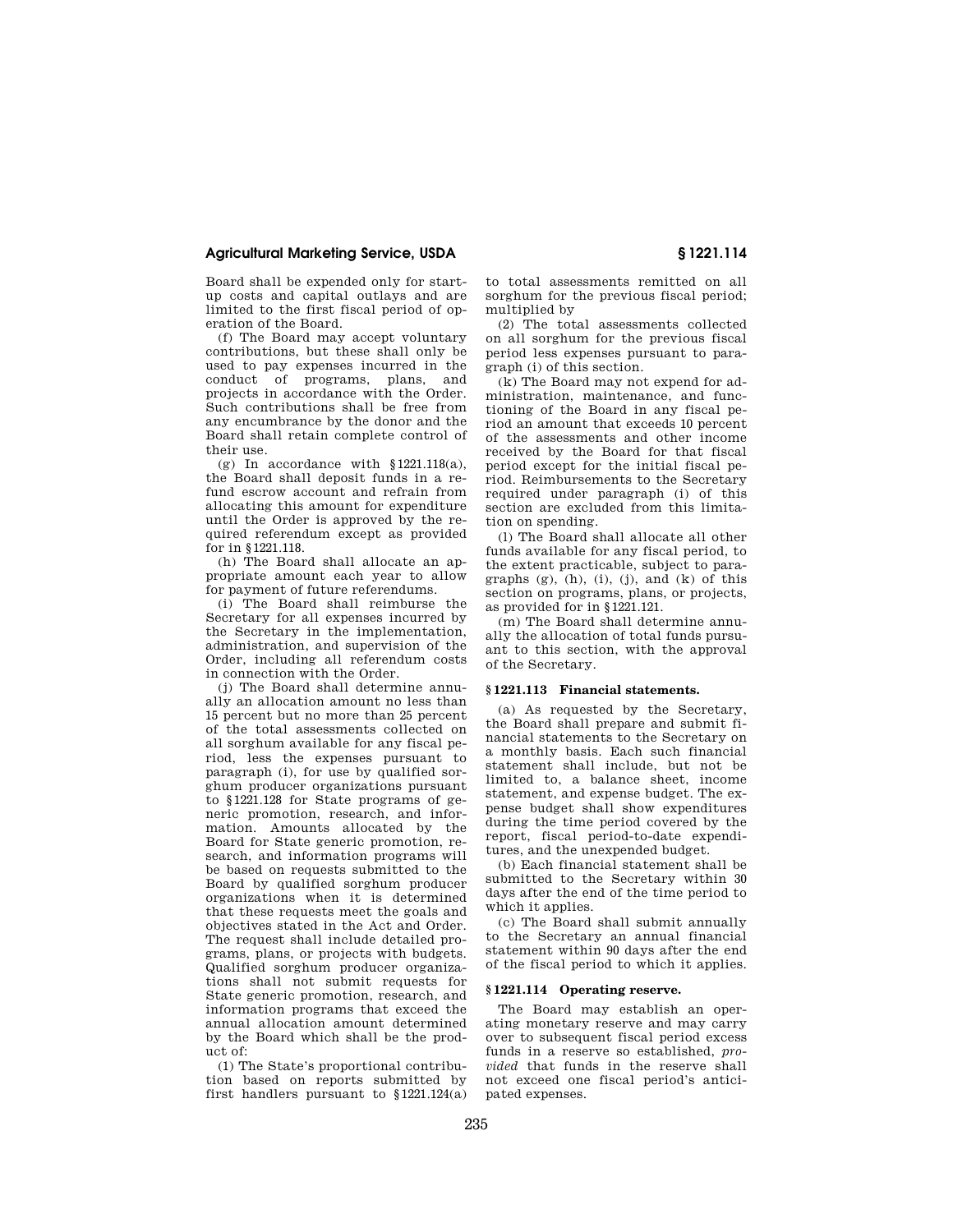Board shall be expended only for startup costs and capital outlays and are limited to the first fiscal period of operation of the Board.

(f) The Board may accept voluntary contributions, but these shall only be used to pay expenses incurred in the conduct of programs, plans, and projects in accordance with the Order. Such contributions shall be free from any encumbrance by the donor and the Board shall retain complete control of their use.

(g) In accordance with §1221.118(a), the Board shall deposit funds in a refund escrow account and refrain from allocating this amount for expenditure until the Order is approved by the required referendum except as provided for in §1221.118.

(h) The Board shall allocate an appropriate amount each year to allow for payment of future referendums.

(i) The Board shall reimburse the Secretary for all expenses incurred by the Secretary in the implementation, administration, and supervision of the Order, including all referendum costs in connection with the Order.

(j) The Board shall determine annually an allocation amount no less than 15 percent but no more than 25 percent of the total assessments collected on all sorghum available for any fiscal period, less the expenses pursuant to paragraph (i), for use by qualified sorghum producer organizations pursuant to §1221.128 for State programs of generic promotion, research, and information. Amounts allocated by the Board for State generic promotion, research, and information programs will be based on requests submitted to the Board by qualified sorghum producer organizations when it is determined that these requests meet the goals and objectives stated in the Act and Order. The request shall include detailed programs, plans, or projects with budgets. Qualified sorghum producer organizations shall not submit requests for State generic promotion, research, and information programs that exceed the annual allocation amount determined by the Board which shall be the product of:

(1) The State's proportional contribution based on reports submitted by first handlers pursuant to §1221.124(a) to total assessments remitted on all sorghum for the previous fiscal period; multiplied by

(2) The total assessments collected on all sorghum for the previous fiscal period less expenses pursuant to paragraph (i) of this section.

(k) The Board may not expend for administration, maintenance, and functioning of the Board in any fiscal period an amount that exceeds 10 percent of the assessments and other income received by the Board for that fiscal period except for the initial fiscal period. Reimbursements to the Secretary required under paragraph (i) of this section are excluded from this limitation on spending.

(l) The Board shall allocate all other funds available for any fiscal period, to the extent practicable, subject to paragraphs (g), (h), (i), (j), and (k) of this section on programs, plans, or projects, as provided for in §1221.121.

(m) The Board shall determine annually the allocation of total funds pursuant to this section, with the approval of the Secretary.

### §1221.113 Financial statements.

(a) As requested by the Secretary, the Board shall prepare and submit financial statements to the Secretary on a monthly basis. Each such financial statement shall include, but not be limited to, a balance sheet, income statement, and expense budget. The expense budget shall show expenditures during the time period covered by the report, fiscal period-to-date expenditures, and the unexpended budget.

(b) Each financial statement shall be submitted to the Secretary within 30 days after the end of the time period to which it applies.

(c) The Board shall submit annually to the Secretary an annual financial statement within 90 days after the end of the fiscal period to which it applies.

### §1221.114 Operating reserve.

The Board may establish an operating monetary reserve and may carry over to subsequent fiscal period excess funds in a reserve so established, *provided* that funds in the reserve shall not exceed one fiscal period's anticipated expenses.